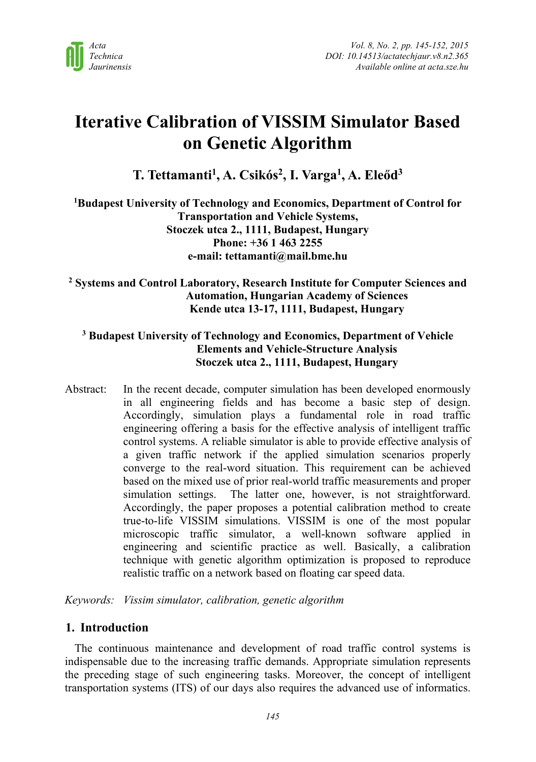# Iterative Calibration of VISSIM Simulator Based on Genetic Algorithm

**T. Tettamanti[1], A. Csikós[2], I. Varga[1], A. Eleőd[3]**

**[1]Budapest University of Technology and Economics, Department of Control for Transportation and Vehicle Systems,**
**Stoczek utca 2., 1111, Budapest, Hungary**
**Phone: +36 1 463 2255**
**e-mail: tettamanti@mail.bme.hu**

**[2] Systems and Control Laboratory, Research Institute for Computer Sciences and Automation, Hungarian Academy of Sciences**
**Kende utca 13-17, 1111, Budapest, Hungary**

**[3] Budapest University of Technology and Economics, Department of Vehicle Elements and Vehicle-Structure Analysis**
**Stoczek utca 2., 1111, Budapest, Hungary**

Abstract: In the recent decade, computer simulation has been developed enormously in all engineering fields and has become a basic step of design. Accordingly, simulation plays a fundamental role in road traffic engineering offering a basis for the effective analysis of intelligent traffic control systems. A reliable simulator is able to provide effective analysis of a given traffic network if the applied simulation scenarios properly converge to the real-word situation. This requirement can be achieved based on the mixed use of prior real-world traffic measurements and proper simulation settings. The latter one, however, is not straightforward. Accordingly, the paper proposes a potential calibration method to create true-to-life VISSIM simulations. VISSIM is one of the most popular microscopic traffic simulator, a well-known software applied in engineering and scientific practice as well. Basically, a calibration technique with genetic algorithm optimization is proposed to reproduce realistic traffic on a network based on floating car speed data.

*Keywords: Vissim simulator, calibration, genetic algorithm*

## 1. Introduction

The continuous maintenance and development of road traffic control systems is indispensable due to the increasing traffic demands. Appropriate simulation represents the preceding stage of such engineering tasks. Moreover, the concept of intelligent transportation systems (ITS) of our days also requires the advanced use of informatics.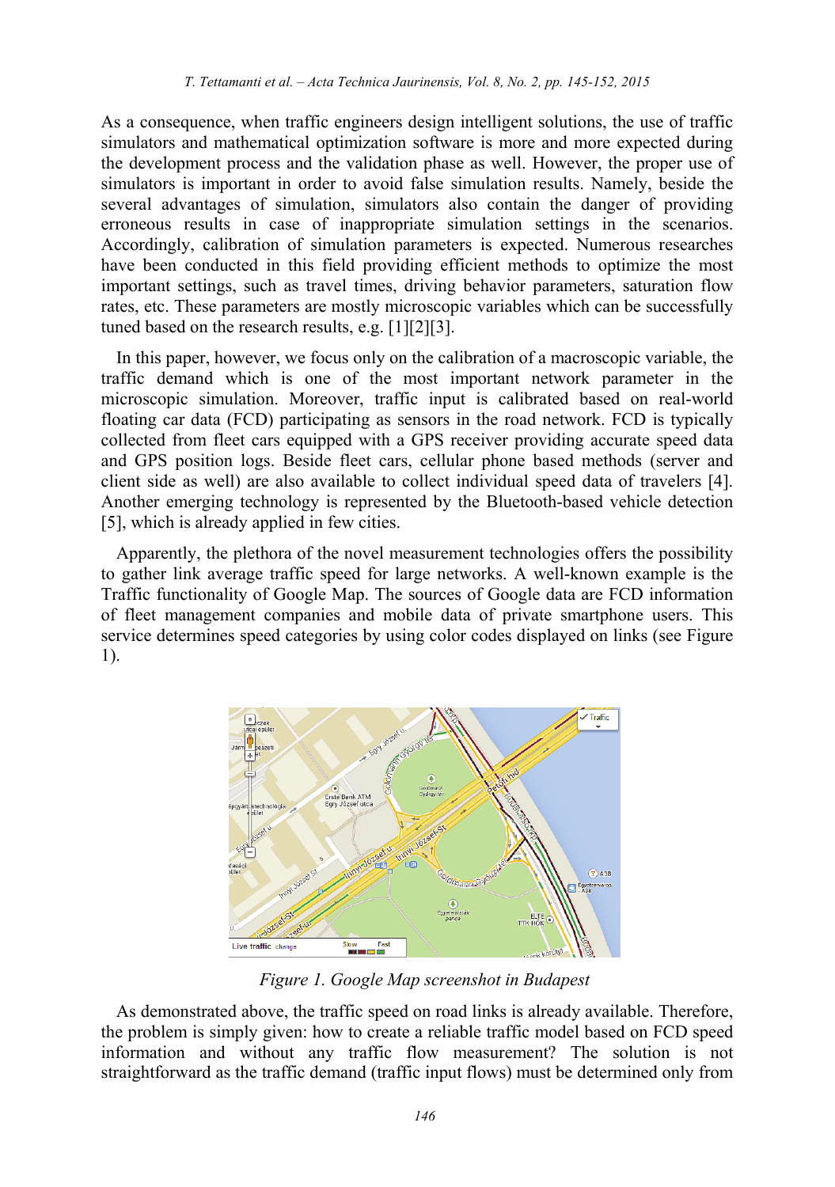As a consequence, when traffic engineers design intelligent solutions, the use of traffic simulators and mathematical optimization software is more and more expected during the development process and the validation phase as well. However, the proper use of simulators is important in order to avoid false simulation results. Namely, beside the several advantages of simulation, simulators also contain the danger of providing erroneous results in case of inappropriate simulation settings in the scenarios. Accordingly, calibration of simulation parameters is expected. Numerous researches have been conducted in this field providing efficient methods to optimize the most important settings, such as travel times, driving behavior parameters, saturation flow rates, etc. These parameters are mostly microscopic variables which can be successfully tuned based on the research results, e.g. [1][2][3].

In this paper, however, we focus only on the calibration of a macroscopic variable, the traffic demand which is one of the most important network parameter in the microscopic simulation. Moreover, traffic input is calibrated based on real-world floating car data (FCD) participating as sensors in the road network. FCD is typically collected from fleet cars equipped with a GPS receiver providing accurate speed data and GPS position logs. Beside fleet cars, cellular phone based methods (server and client side as well) are also available to collect individual speed data of travelers [4]. Another emerging technology is represented by the Bluetooth-based vehicle detection [5], which is already applied in few cities.

Apparently, the plethora of the novel measurement technologies offers the possibility to gather link average traffic speed for large networks. A well-known example is the Traffic functionality of Google Map. The sources of Google data are FCD information of fleet management companies and mobile data of private smartphone users. This service determines speed categories by using color codes displayed on links (see Figure 1).

*Figure 1. Google Map screenshot in Budapest*

As demonstrated above, the traffic speed on road links is already available. Therefore, the problem is simply given: how to create a reliable traffic model based on FCD speed information and without any traffic flow measurement? The solution is not straightforward as the traffic demand (traffic input flows) must be determined only from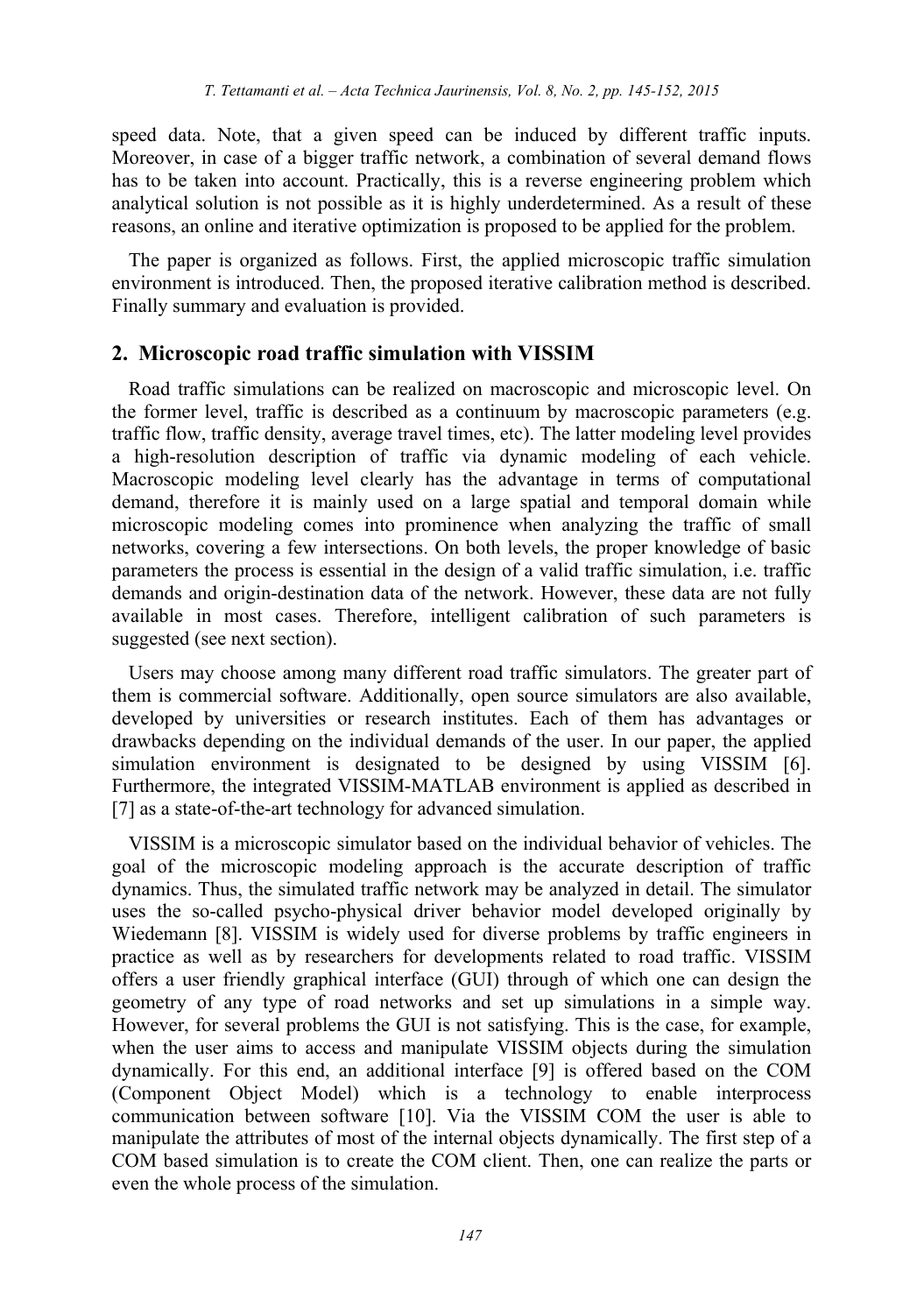speed data. Note, that a given speed can be induced by different traffic inputs. Moreover, in case of a bigger traffic network, a combination of several demand flows has to be taken into account. Practically, this is a reverse engineering problem which analytical solution is not possible as it is highly underdetermined. As a result of these reasons, an online and iterative optimization is proposed to be applied for the problem.

The paper is organized as follows. First, the applied microscopic traffic simulation environment is introduced. Then, the proposed iterative calibration method is described. Finally summary and evaluation is provided.

## 2. Microscopic road traffic simulation with VISSIM

Road traffic simulations can be realized on macroscopic and microscopic level. On the former level, traffic is described as a continuum by macroscopic parameters (e.g. traffic flow, traffic density, average travel times, etc). The latter modeling level provides a high-resolution description of traffic via dynamic modeling of each vehicle. Macroscopic modeling level clearly has the advantage in terms of computational demand, therefore it is mainly used on a large spatial and temporal domain while microscopic modeling comes into prominence when analyzing the traffic of small networks, covering a few intersections. On both levels, the proper knowledge of basic parameters the process is essential in the design of a valid traffic simulation, i.e. traffic demands and origin-destination data of the network. However, these data are not fully available in most cases. Therefore, intelligent calibration of such parameters is suggested (see next section).

Users may choose among many different road traffic simulators. The greater part of them is commercial software. Additionally, open source simulators are also available, developed by universities or research institutes. Each of them has advantages or drawbacks depending on the individual demands of the user. In our paper, the applied simulation environment is designated to be designed by using VISSIM [6]. Furthermore, the integrated VISSIM-MATLAB environment is applied as described in [7] as a state-of-the-art technology for advanced simulation.

VISSIM is a microscopic simulator based on the individual behavior of vehicles. The goal of the microscopic modeling approach is the accurate description of traffic dynamics. Thus, the simulated traffic network may be analyzed in detail. The simulator uses the so-called psycho-physical driver behavior model developed originally by Wiedemann [8]. VISSIM is widely used for diverse problems by traffic engineers in practice as well as by researchers for developments related to road traffic. VISSIM offers a user friendly graphical interface (GUI) through of which one can design the geometry of any type of road networks and set up simulations in a simple way. However, for several problems the GUI is not satisfying. This is the case, for example, when the user aims to access and manipulate VISSIM objects during the simulation dynamically. For this end, an additional interface [9] is offered based on the COM (Component Object Model) which is a technology to enable interprocess communication between software [10]. Via the VISSIM COM the user is able to manipulate the attributes of most of the internal objects dynamically. The first step of a COM based simulation is to create the COM client. Then, one can realize the parts or even the whole process of the simulation.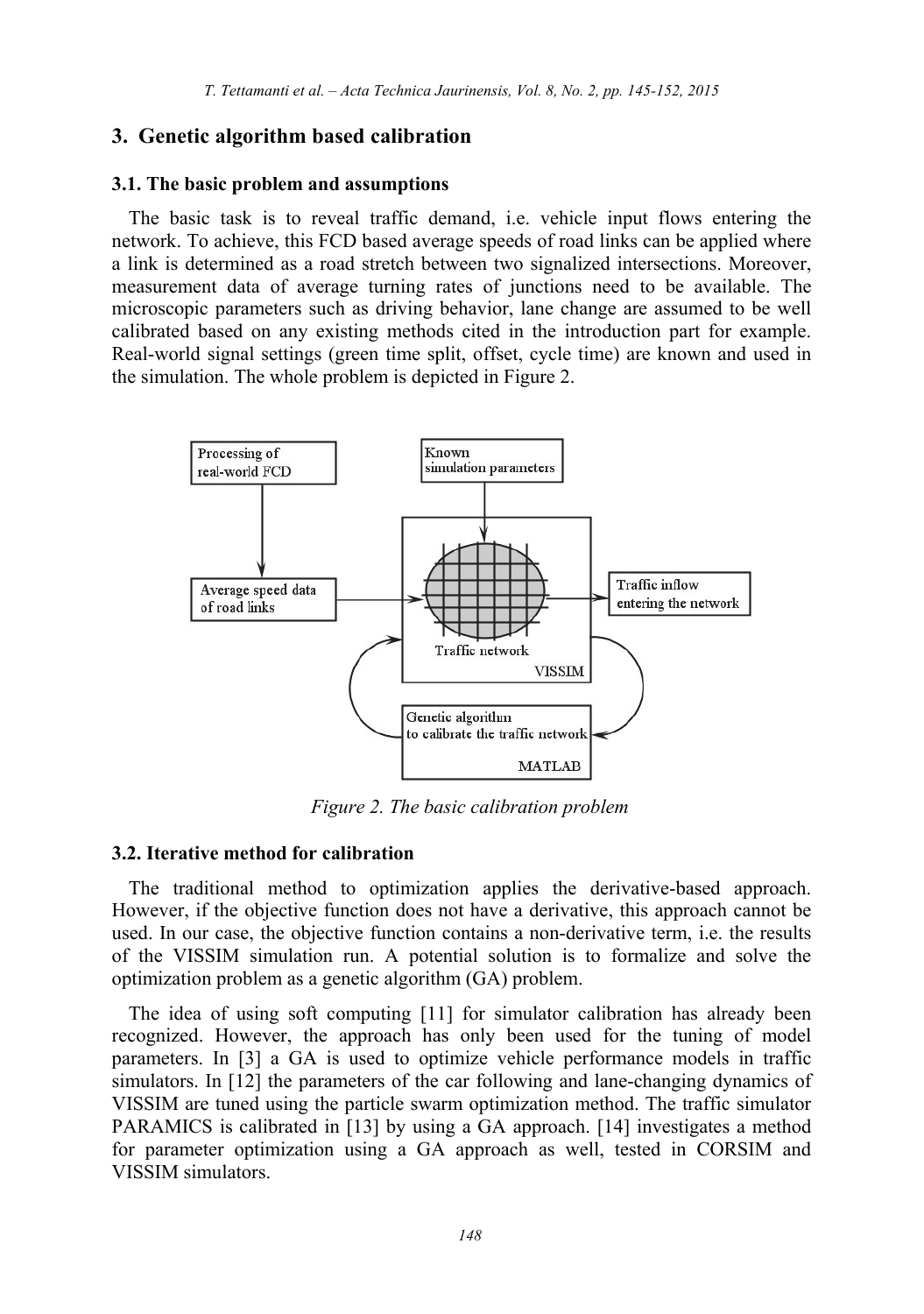## 3. Genetic algorithm based calibration

### 3.1. The basic problem and assumptions

The basic task is to reveal traffic demand, i.e. vehicle input flows entering the network. To achieve, this FCD based average speeds of road links can be applied where a link is determined as a road stretch between two signalized intersections. Moreover, measurement data of average turning rates of junctions need to be available. The microscopic parameters such as driving behavior, lane change are assumed to be well calibrated based on any existing methods cited in the introduction part for example. Real-world signal settings (green time split, offset, cycle time) are known and used in the simulation. The whole problem is depicted in Figure 2.

*Figure 2. The basic calibration problem*

### 3.2. Iterative method for calibration

The traditional method to optimization applies the derivative-based approach. However, if the objective function does not have a derivative, this approach cannot be used. In our case, the objective function contains a non-derivative term, i.e. the results of the VISSIM simulation run. A potential solution is to formalize and solve the optimization problem as a genetic algorithm (GA) problem.

The idea of using soft computing [11] for simulator calibration has already been recognized. However, the approach has only been used for the tuning of model parameters. In [3] a GA is used to optimize vehicle performance models in traffic simulators. In [12] the parameters of the car following and lane-changing dynamics of VISSIM are tuned using the particle swarm optimization method. The traffic simulator PARAMICS is calibrated in [13] by using a GA approach. [14] investigates a method for parameter optimization using a GA approach as well, tested in CORSIM and VISSIM simulators.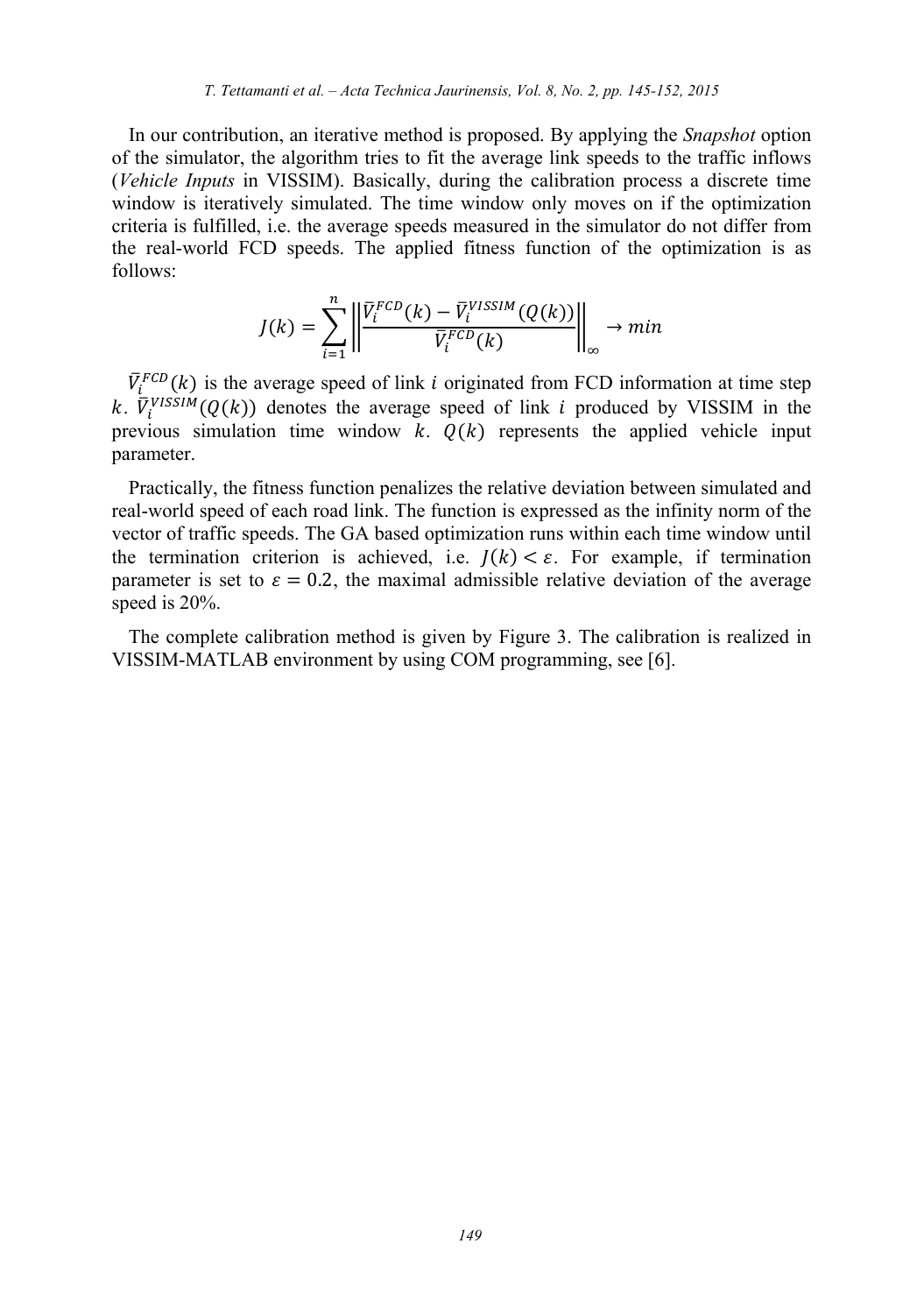In our contribution, an iterative method is proposed. By applying the *Snapshot* option of the simulator, the algorithm tries to fit the average link speeds to the traffic inflows (*Vehicle Inputs* in VISSIM). Basically, during the calibration process a discrete time window is iteratively simulated. The time window only moves on if the optimization criteria is fulfilled, i.e. the average speeds measured in the simulator do not differ from the real-world FCD speeds. The applied fitness function of the optimization is as follows:

$$J(k) = \sum_{i=1}^{n} \left\| \frac{\bar{V}_i^{FCD}(k) - \bar{V}_i^{VISSIM}(Q(k))}{\bar{V}_i^{FCD}(k)} \right\|_{\infty} \rightarrow min$$

$\bar{V}_i^{FCD}(k)$ is the average speed of link $i$ originated from FCD information at time step $k$. $\bar{V}_i^{VISSIM}(Q(k))$ denotes the average speed of link $i$ produced by VISSIM in the previous simulation time window $k$. $Q(k)$ represents the applied vehicle input parameter.

Practically, the fitness function penalizes the relative deviation between simulated and real-world speed of each road link. The function is expressed as the infinity norm of the vector of traffic speeds. The GA based optimization runs within each time window until the termination criterion is achieved, i.e. $J(k) < \varepsilon$. For example, if termination parameter is set to $\varepsilon = 0.2$, the maximal admissible relative deviation of the average speed is 20%.

The complete calibration method is given by Figure 3. The calibration is realized in VISSIM-MATLAB environment by using COM programming, see [6].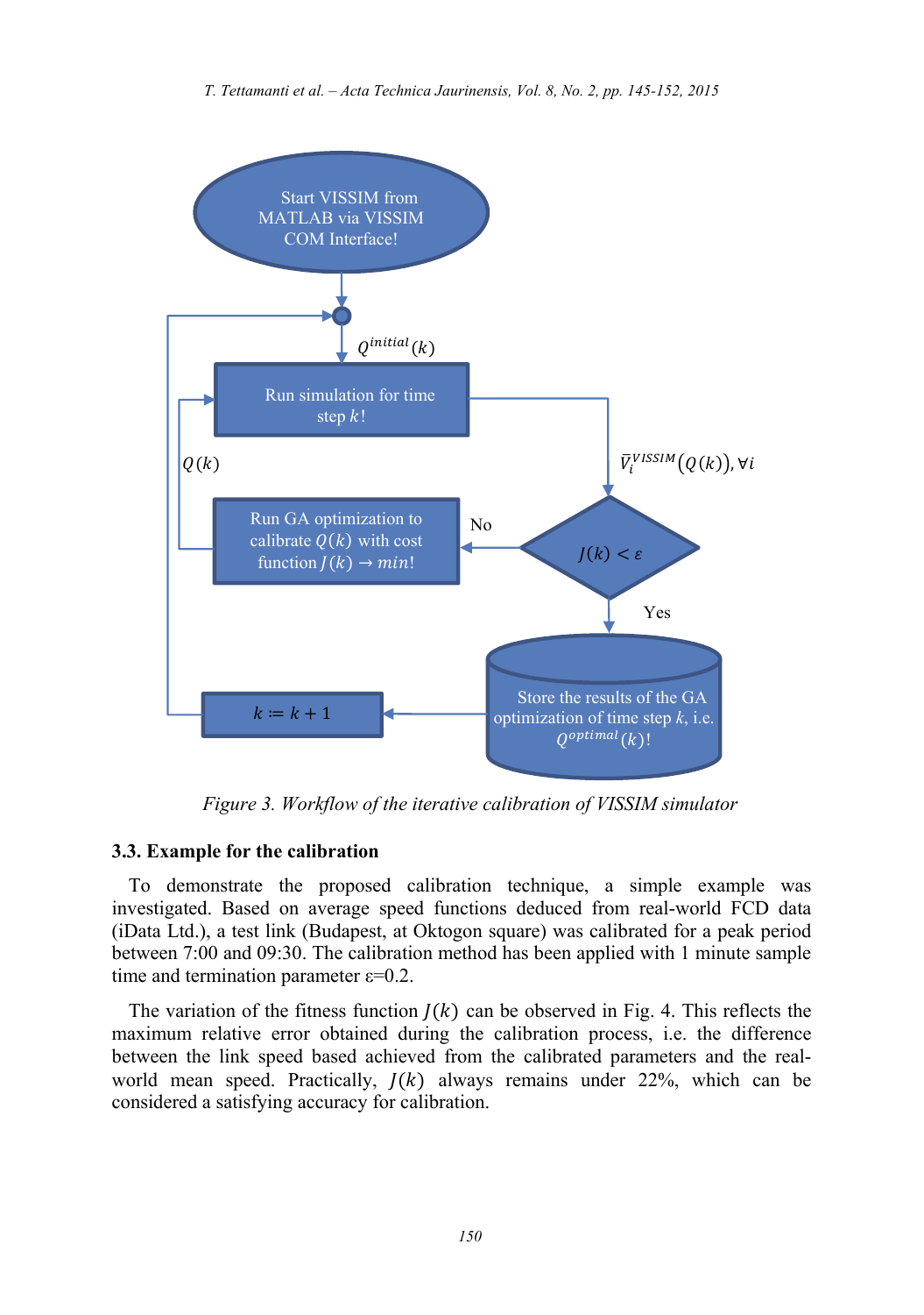Start VISSIM from MATLAB via VISSIM COM Interface!

$Q^{initial}(k)$

Run simulation for time step $k$!

$Q(k)$

$\bar{V}_i^{VISSIM}(Q(k)), \forall i$

Run GA optimization to calibrate $Q(k)$ with cost function $J(k) \rightarrow min$!

No

$J(k) < \varepsilon$

Yes

$k := k + 1$

Store the results of the GA optimization of time step $k$, i.e. $Q^{optimal}(k)$!

*Figure 3. Workflow of the iterative calibration of VISSIM simulator*

### 3.3. Example for the calibration

To demonstrate the proposed calibration technique, a simple example was investigated. Based on average speed functions deduced from real-world FCD data (iData Ltd.), a test link (Budapest, at Oktogon square) was calibrated for a peak period between 7:00 and 09:30. The calibration method has been applied with 1 minute sample time and termination parameter $\varepsilon$=0.2.

The variation of the fitness function $J(k)$ can be observed in Fig. 4. This reflects the maximum relative error obtained during the calibration process, i.e. the difference between the link speed based achieved from the calibrated parameters and the real-world mean speed. Practically, $J(k)$ always remains under 22%, which can be considered a satisfying accuracy for calibration.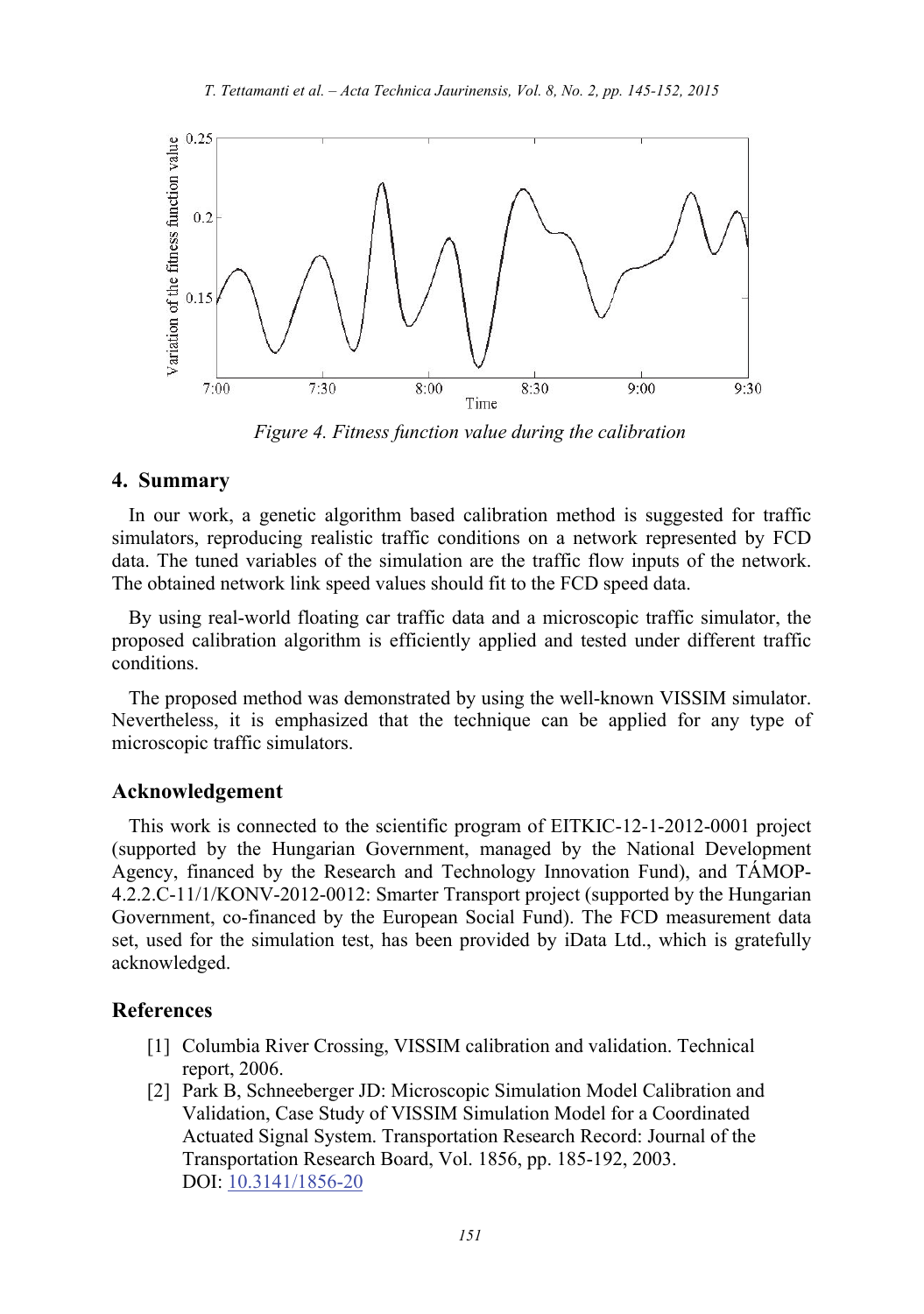*Figure 4. Fitness function value during the calibration*

## 4. Summary

In our work, a genetic algorithm based calibration method is suggested for traffic simulators, reproducing realistic traffic conditions on a network represented by FCD data. The tuned variables of the simulation are the traffic flow inputs of the network. The obtained network link speed values should fit to the FCD speed data.

By using real-world floating car traffic data and a microscopic traffic simulator, the proposed calibration algorithm is efficiently applied and tested under different traffic conditions.

The proposed method was demonstrated by using the well-known VISSIM simulator. Nevertheless, it is emphasized that the technique can be applied for any type of microscopic traffic simulators.

## Acknowledgement

This work is connected to the scientific program of EITKIC-12-1-2012-0001 project (supported by the Hungarian Government, managed by the National Development Agency, financed by the Research and Technology Innovation Fund), and TÁMOP-4.2.2.C-11/1/KONV-2012-0012: Smarter Transport project (supported by the Hungarian Government, co-financed by the European Social Fund). The FCD measurement data set, used for the simulation test, has been provided by iData Ltd., which is gratefully acknowledged.

## References

[1] Columbia River Crossing, VISSIM calibration and validation. Technical report, 2006.

[2] Park B, Schneeberger JD: Microscopic Simulation Model Calibration and Validation, Case Study of VISSIM Simulation Model for a Coordinated Actuated Signal System. Transportation Research Record: Journal of the Transportation Research Board, Vol. 1856, pp. 185-192, 2003. DOI: 10.3141/1856-20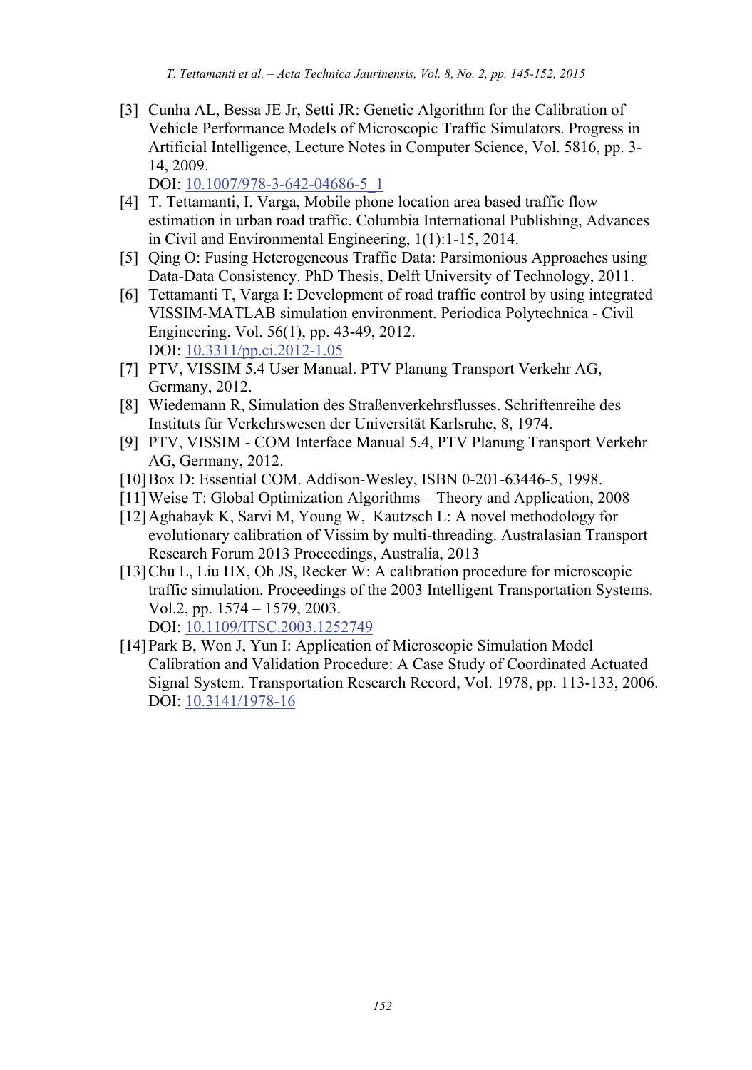[3] Cunha AL, Bessa JE Jr, Setti JR: Genetic Algorithm for the Calibration of Vehicle Performance Models of Microscopic Traffic Simulators. Progress in Artificial Intelligence, Lecture Notes in Computer Science, Vol. 5816, pp. 3-14, 2009.
DOI: 10.1007/978-3-642-04686-5_1

[4] T. Tettamanti, I. Varga, Mobile phone location area based traffic flow estimation in urban road traffic. Columbia International Publishing, Advances in Civil and Environmental Engineering, 1(1):1-15, 2014.

[5] Qing O: Fusing Heterogeneous Traffic Data: Parsimonious Approaches using Data-Data Consistency. PhD Thesis, Delft University of Technology, 2011.

[6] Tettamanti T, Varga I: Development of road traffic control by using integrated VISSIM-MATLAB simulation environment. Periodica Polytechnica - Civil Engineering. Vol. 56(1), pp. 43-49, 2012.
DOI: 10.3311/pp.ci.2012-1.05

[7] PTV, VISSIM 5.4 User Manual. PTV Planung Transport Verkehr AG, Germany, 2012.

[8] Wiedemann R, Simulation des Straßenverkehrsflusses. Schriftenreihe des Instituts für Verkehrswesen der Universität Karlsruhe, 8, 1974.

[9] PTV, VISSIM - COM Interface Manual 5.4, PTV Planung Transport Verkehr AG, Germany, 2012.

[10] Box D: Essential COM. Addison-Wesley, ISBN 0-201-63446-5, 1998.

[11] Weise T: Global Optimization Algorithms – Theory and Application, 2008

[12] Aghabayk K, Sarvi M, Young W, Kautzsch L: A novel methodology for evolutionary calibration of Vissim by multi-threading. Australasian Transport Research Forum 2013 Proceedings, Australia, 2013

[13] Chu L, Liu HX, Oh JS, Recker W: A calibration procedure for microscopic traffic simulation. Proceedings of the 2003 Intelligent Transportation Systems. Vol.2, pp. 1574 – 1579, 2003.
DOI: 10.1109/ITSC.2003.1252749

[14] Park B, Won J, Yun I: Application of Microscopic Simulation Model Calibration and Validation Procedure: A Case Study of Coordinated Actuated Signal System. Transportation Research Record, Vol. 1978, pp. 113-133, 2006.
DOI: 10.3141/1978-16